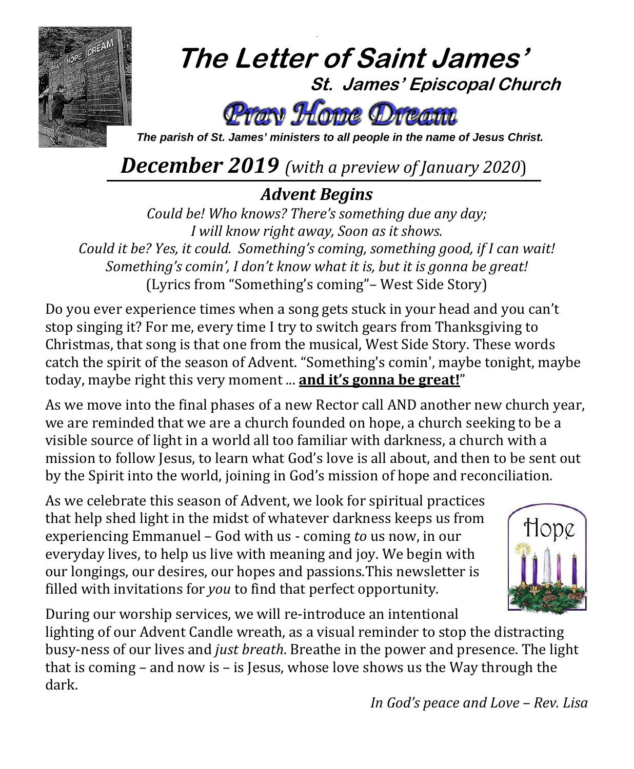# The Letter of Saint James'

### St. James' Episcopal Church

## Pray Hope Dream

***The parish of St. James' ministers to all people in the name of Jesus Christ.***

## *December 2019* *(with a preview of January 2020)*

### *Advent Begins*

*Could be! Who knows? There's something due any day;*
*I will know right away, Soon as it shows.*
*Could it be? Yes, it could. Something's coming, something good, if I can wait!*
*Something's comin', I don't know what it is, but it is gonna be great!*
(Lyrics from "Something's coming"– West Side Story)

Do you ever experience times when a song gets stuck in your head and you can't stop singing it? For me, every time I try to switch gears from Thanksgiving to Christmas, that song is that one from the musical, West Side Story. These words catch the spirit of the season of Advent. "Something's comin', maybe tonight, maybe today, maybe right this very moment ... **and it's gonna be great!**"

As we move into the final phases of a new Rector call AND another new church year, we are reminded that we are a church founded on hope, a church seeking to be a visible source of light in a world all too familiar with darkness, a church with a mission to follow Jesus, to learn what God's love is all about, and then to be sent out by the Spirit into the world, joining in God's mission of hope and reconciliation.

As we celebrate this season of Advent, we look for spiritual practices that help shed light in the midst of whatever darkness keeps us from experiencing Emmanuel – God with us - coming *to* us now, in our everyday lives, to help us live with meaning and joy. We begin with our longings, our desires, our hopes and passions.This newsletter is filled with invitations for *you* to find that perfect opportunity.

During our worship services, we will re-introduce an intentional lighting of our Advent Candle wreath, as a visual reminder to stop the distracting busy-ness of our lives and *just breath*. Breathe in the power and presence. The light that is coming – and now is – is Jesus, whose love shows us the Way through the dark.

*In God's peace and Love – Rev. Lisa*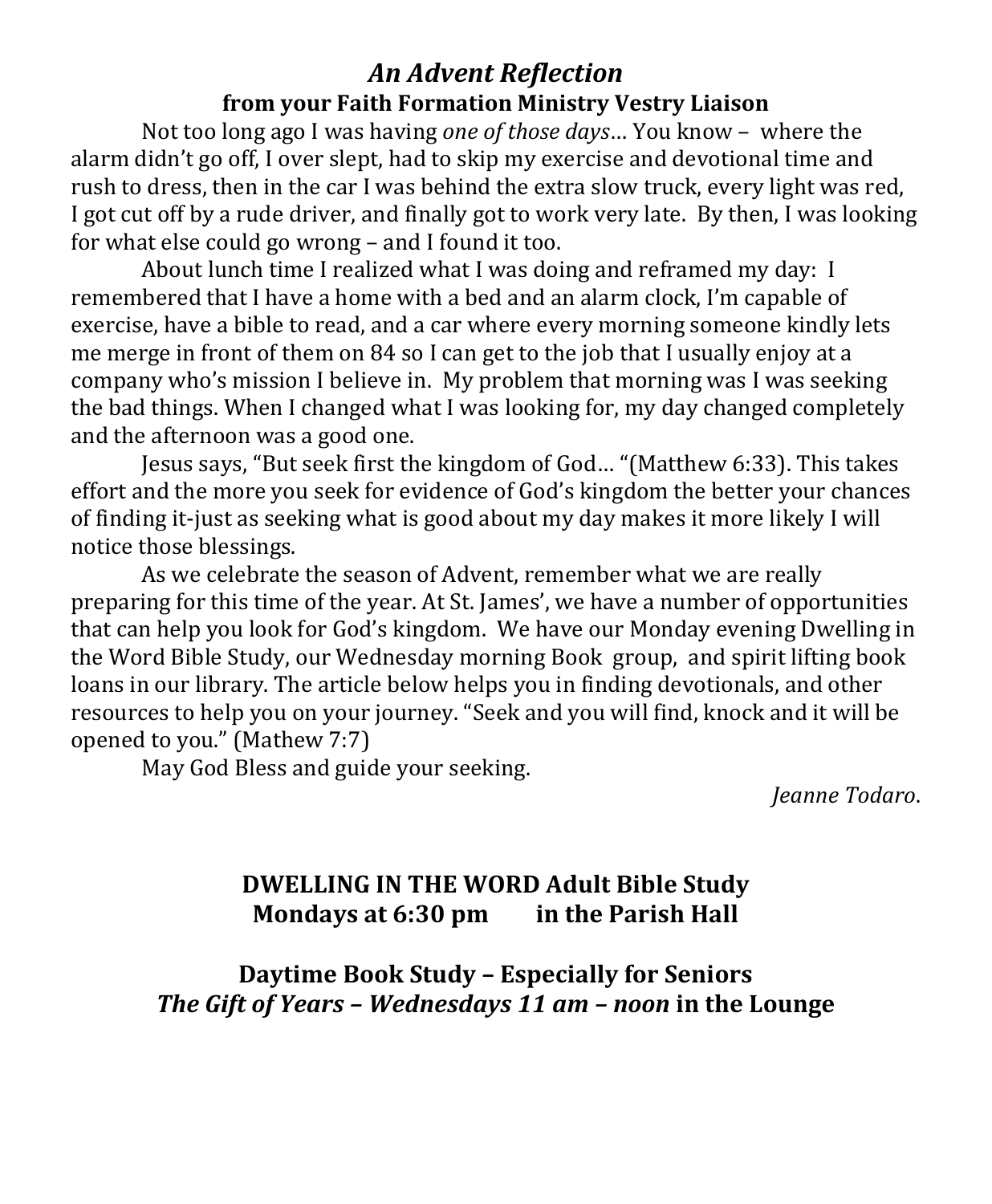## *An Advent Reflection*

### from your Faith Formation Ministry Vestry Liaison

Not too long ago I was having *one of those days*… You know – where the alarm didn't go off, I over slept, had to skip my exercise and devotional time and rush to dress, then in the car I was behind the extra slow truck, every light was red, I got cut off by a rude driver, and finally got to work very late. By then, I was looking for what else could go wrong – and I found it too.

About lunch time I realized what I was doing and reframed my day: I remembered that I have a home with a bed and an alarm clock, I'm capable of exercise, have a bible to read, and a car where every morning someone kindly lets me merge in front of them on 84 so I can get to the job that I usually enjoy at a company who's mission I believe in. My problem that morning was I was seeking the bad things. When I changed what I was looking for, my day changed completely and the afternoon was a good one.

Jesus says, "But seek first the kingdom of God… "(Matthew 6:33). This takes effort and the more you seek for evidence of God's kingdom the better your chances of finding it-just as seeking what is good about my day makes it more likely I will notice those blessings.

As we celebrate the season of Advent, remember what we are really preparing for this time of the year. At St. James', we have a number of opportunities that can help you look for God's kingdom. We have our Monday evening Dwelling in the Word Bible Study, our Wednesday morning Book group, and spirit lifting book loans in our library. The article below helps you in finding devotionals, and other resources to help you on your journey. "Seek and you will find, knock and it will be opened to you." (Mathew 7:7)

May God Bless and guide your seeking.

*Jeanne Todaro*.

**DWELLING IN THE WORD Adult Bible Study**
**Mondays at 6:30 pm in the Parish Hall**

**Daytime Book Study – Especially for Seniors**
***The Gift of Years – Wednesdays 11 am – noon* in the Lounge**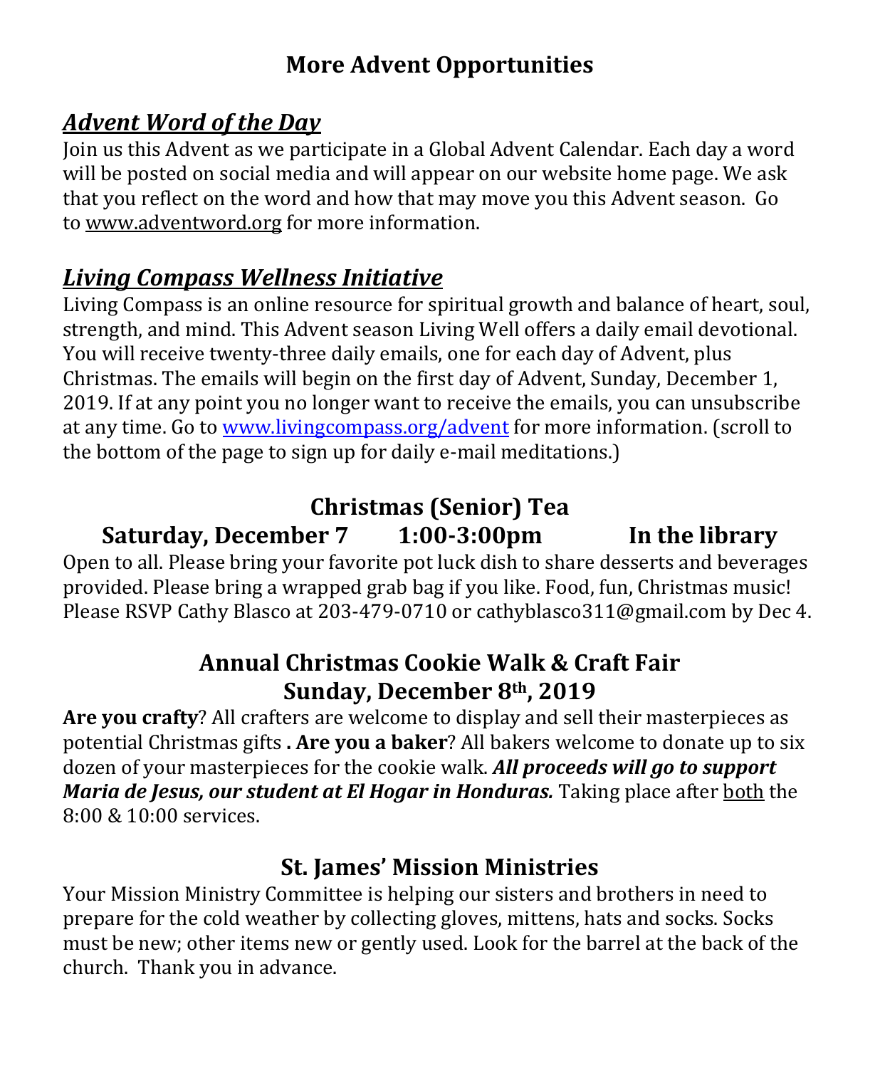# More Advent Opportunities

## ***Advent Word of the Day***

Join us this Advent as we participate in a Global Advent Calendar. Each day a word will be posted on social media and will appear on our website home page. We ask that you reflect on the word and how that may move you this Advent season. Go to www.adventword.org for more information.

## ***Living Compass Wellness Initiative***

Living Compass is an online resource for spiritual growth and balance of heart, soul, strength, and mind. This Advent season Living Well offers a daily email devotional. You will receive twenty-three daily emails, one for each day of Advent, plus Christmas. The emails will begin on the first day of Advent, Sunday, December 1, 2019. If at any point you no longer want to receive the emails, you can unsubscribe at any time. Go to www.livingcompass.org/advent for more information. (scroll to the bottom of the page to sign up for daily e-mail meditations.)

## Christmas (Senior) Tea

**Saturday, December 7 1:00-3:00pm In the library**

Open to all. Please bring your favorite pot luck dish to share desserts and beverages provided. Please bring a wrapped grab bag if you like. Food, fun, Christmas music! Please RSVP Cathy Blasco at 203-479-0710 or cathyblasco311@gmail.com by Dec 4.

## Annual Christmas Cookie Walk & Craft Fair
## Sunday, December 8th, 2019

**Are you crafty**? All crafters are welcome to display and sell their masterpieces as potential Christmas gifts **. Are you a baker**? All bakers welcome to donate up to six dozen of your masterpieces for the cookie walk. ***All proceeds will go to support Maria de Jesus, our student at El Hogar in Honduras.*** Taking place after both the 8:00 & 10:00 services.

## St. James' Mission Ministries

Your Mission Ministry Committee is helping our sisters and brothers in need to prepare for the cold weather by collecting gloves, mittens, hats and socks. Socks must be new; other items new or gently used. Look for the barrel at the back of the church. Thank you in advance.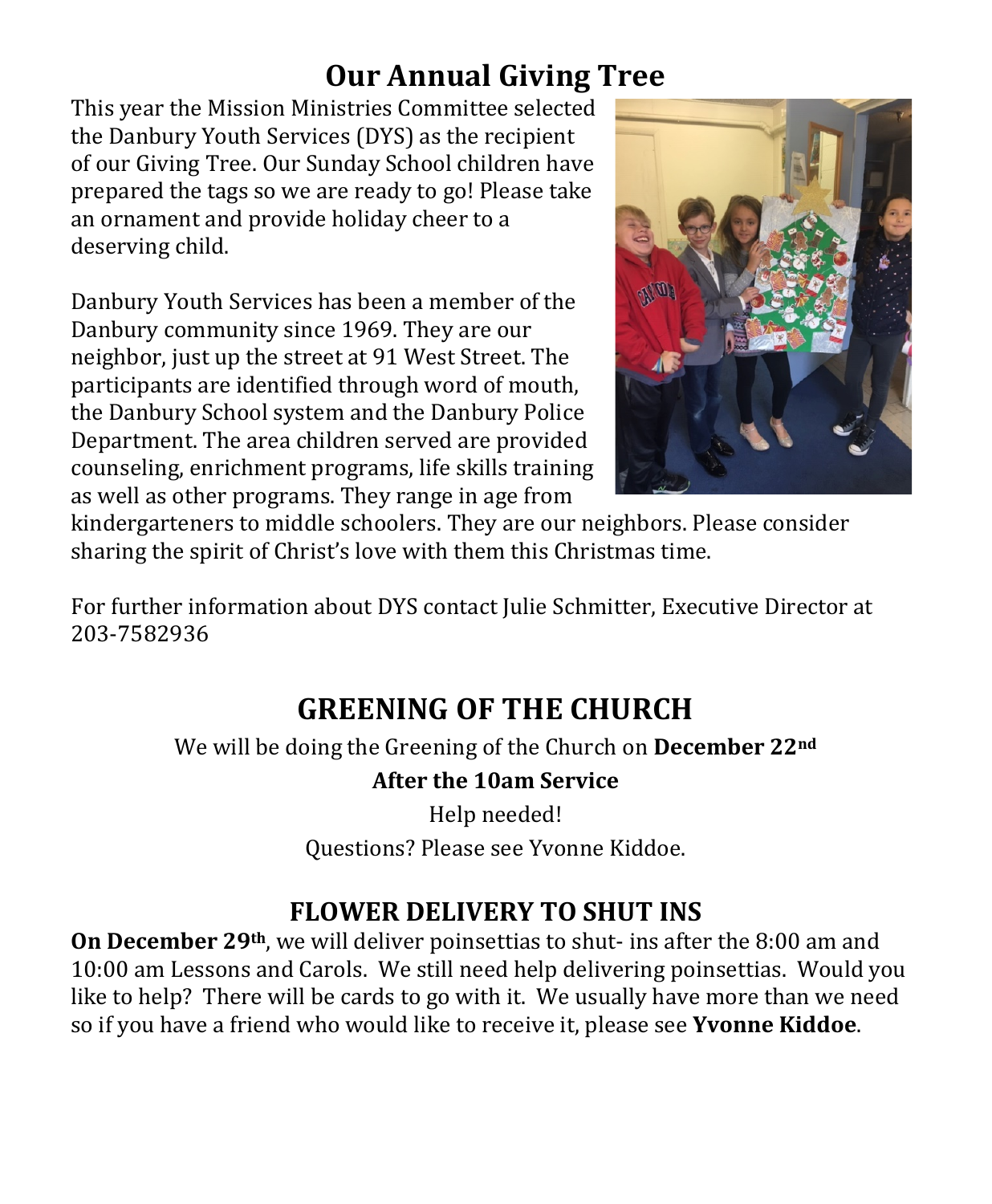# Our Annual Giving Tree

This year the Mission Ministries Committee selected the Danbury Youth Services (DYS) as the recipient of our Giving Tree. Our Sunday School children have prepared the tags so we are ready to go! Please take an ornament and provide holiday cheer to a deserving child.

Danbury Youth Services has been a member of the Danbury community since 1969. They are our neighbor, just up the street at 91 West Street. The participants are identified through word of mouth, the Danbury School system and the Danbury Police Department. The area children served are provided counseling, enrichment programs, life skills training as well as other programs. They range in age from kindergarteners to middle schoolers. They are our neighbors. Please consider sharing the spirit of Christ's love with them this Christmas time.

For further information about DYS contact Julie Schmitter, Executive Director at 203-7582936

# GREENING OF THE CHURCH

We will be doing the Greening of the Church on **December 22nd**

**After the 10am Service**

Help needed!

Questions? Please see Yvonne Kiddoe.

## FLOWER DELIVERY TO SHUT INS

**On December 29th**, we will deliver poinsettias to shut- ins after the 8:00 am and 10:00 am Lessons and Carols. We still need help delivering poinsettias. Would you like to help? There will be cards to go with it. We usually have more than we need so if you have a friend who would like to receive it, please see **Yvonne Kiddoe**.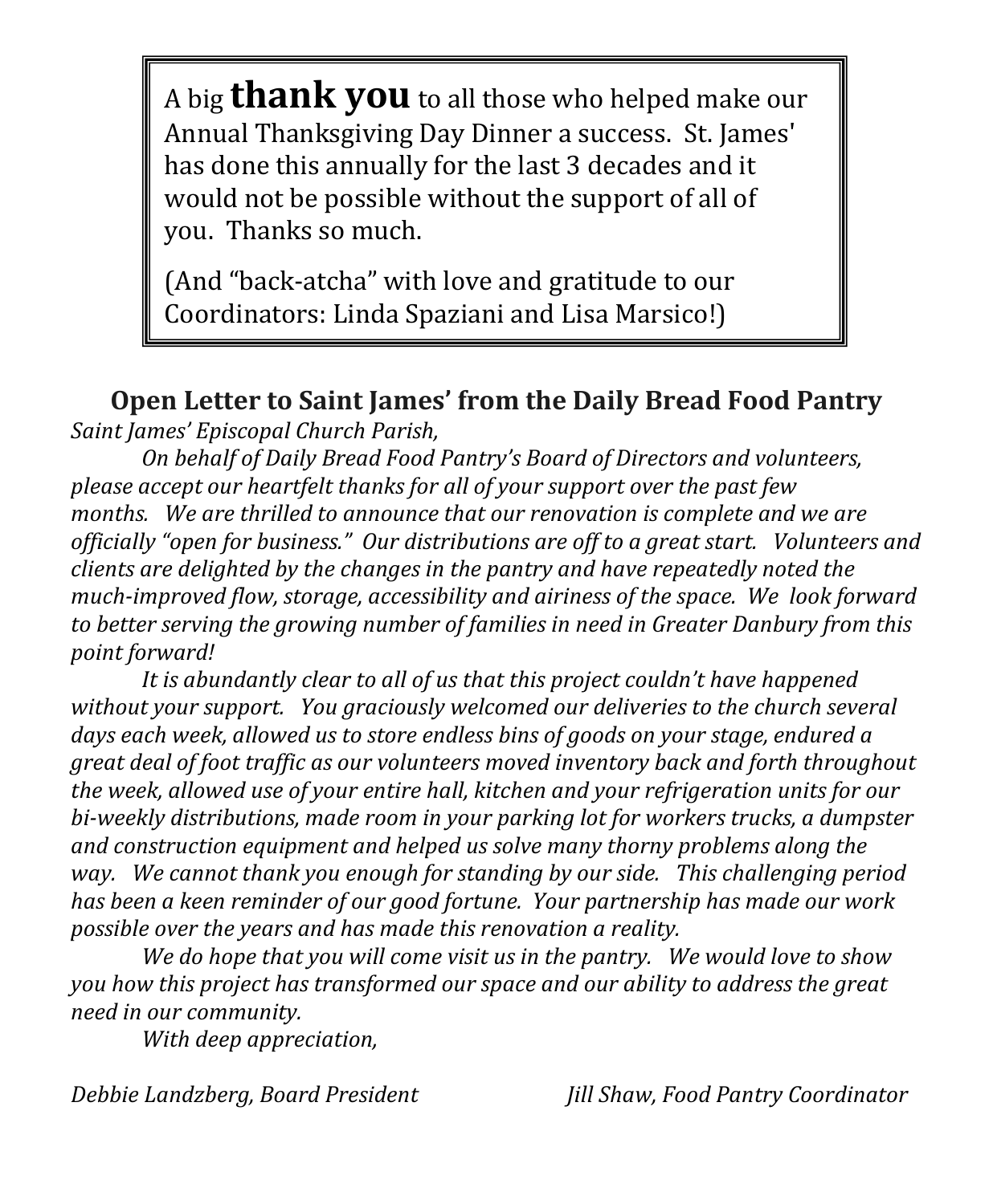A big **thank you** to all those who helped make our Annual Thanksgiving Day Dinner a success. St. James' has done this annually for the last 3 decades and it would not be possible without the support of all of you. Thanks so much.

(And "back-atcha" with love and gratitude to our Coordinators: Linda Spaziani and Lisa Marsico!)

## Open Letter to Saint James' from the Daily Bread Food Pantry

*Saint James' Episcopal Church Parish,*

*On behalf of Daily Bread Food Pantry's Board of Directors and volunteers, please accept our heartfelt thanks for all of your support over the past few months. We are thrilled to announce that our renovation is complete and we are officially "open for business." Our distributions are off to a great start. Volunteers and clients are delighted by the changes in the pantry and have repeatedly noted the much-improved flow, storage, accessibility and airiness of the space. We look forward to better serving the growing number of families in need in Greater Danbury from this point forward!*

*It is abundantly clear to all of us that this project couldn't have happened without your support. You graciously welcomed our deliveries to the church several days each week, allowed us to store endless bins of goods on your stage, endured a great deal of foot traffic as our volunteers moved inventory back and forth throughout the week, allowed use of your entire hall, kitchen and your refrigeration units for our bi-weekly distributions, made room in your parking lot for workers trucks, a dumpster and construction equipment and helped us solve many thorny problems along the way. We cannot thank you enough for standing by our side. This challenging period has been a keen reminder of our good fortune. Your partnership has made our work possible over the years and has made this renovation a reality.*

*We do hope that you will come visit us in the pantry. We would love to show you how this project has transformed our space and our ability to address the great need in our community.*

*With deep appreciation,*

*Debbie Landzberg, Board President*

*Jill Shaw, Food Pantry Coordinator*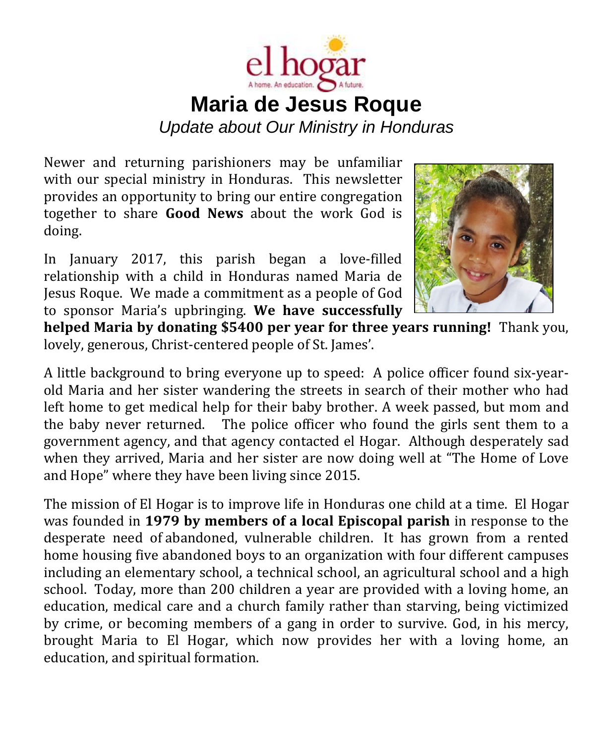el hogar

A home. An education. A future.

# Maria de Jesus Roque

*Update about Our Ministry in Honduras*

Newer and returning parishioners may be unfamiliar with our special ministry in Honduras. This newsletter provides an opportunity to bring our entire congregation together to share **Good News** about the work God is doing.

In January 2017, this parish began a love-filled relationship with a child in Honduras named Maria de Jesus Roque. We made a commitment as a people of God to sponsor Maria's upbringing. **We have successfully helped Maria by donating $5400 per year for three years running!** Thank you, lovely, generous, Christ-centered people of St. James'.

A little background to bring everyone up to speed: A police officer found six-year-old Maria and her sister wandering the streets in search of their mother who had left home to get medical help for their baby brother. A week passed, but mom and the baby never returned. The police officer who found the girls sent them to a government agency, and that agency contacted el Hogar. Although desperately sad when they arrived, Maria and her sister are now doing well at "The Home of Love and Hope" where they have been living since 2015.

The mission of El Hogar is to improve life in Honduras one child at a time. El Hogar was founded in **1979 by members of a local Episcopal parish** in response to the desperate need of abandoned, vulnerable children. It has grown from a rented home housing five abandoned boys to an organization with four different campuses including an elementary school, a technical school, an agricultural school and a high school. Today, more than 200 children a year are provided with a loving home, an education, medical care and a church family rather than starving, being victimized by crime, or becoming members of a gang in order to survive. God, in his mercy, brought Maria to El Hogar, which now provides her with a loving home, an education, and spiritual formation.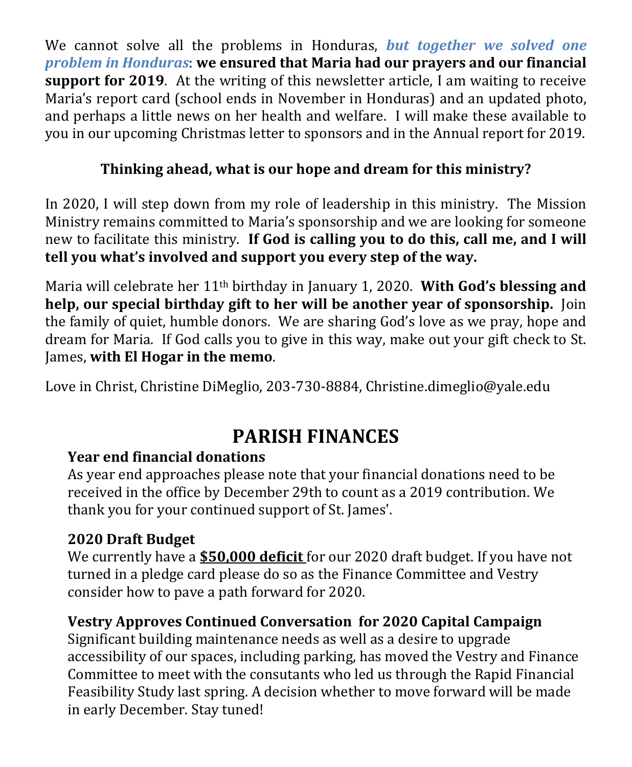We cannot solve all the problems in Honduras, ***but together we solved one problem in Honduras***: **we ensured that Maria had our prayers and our financial support for 2019**. At the writing of this newsletter article, I am waiting to receive Maria's report card (school ends in November in Honduras) and an updated photo, and perhaps a little news on her health and welfare. I will make these available to you in our upcoming Christmas letter to sponsors and in the Annual report for 2019.

**Thinking ahead, what is our hope and dream for this ministry?**

In 2020, I will step down from my role of leadership in this ministry. The Mission Ministry remains committed to Maria's sponsorship and we are looking for someone new to facilitate this ministry. **If God is calling you to do this, call me, and I will tell you what's involved and support you every step of the way.**

Maria will celebrate her 11th birthday in January 1, 2020. **With God's blessing and help, our special birthday gift to her will be another year of sponsorship.** Join the family of quiet, humble donors. We are sharing God's love as we pray, hope and dream for Maria. If God calls you to give in this way, make out your gift check to St. James, **with El Hogar in the memo**.

Love in Christ, Christine DiMeglio, 203-730-8884, Christine.dimeglio@yale.edu

# PARISH FINANCES

### Year end financial donations

As year end approaches please note that your financial donations need to be received in the office by December 29th to count as a 2019 contribution. We thank you for your continued support of St. James'.

### 2020 Draft Budget

We currently have a **<u>$50,000 deficit</u>** for our 2020 draft budget. If you have not turned in a pledge card please do so as the Finance Committee and Vestry consider how to pave a path forward for 2020.

### Vestry Approves Continued Conversation for 2020 Capital Campaign

Significant building maintenance needs as well as a desire to upgrade accessibility of our spaces, including parking, has moved the Vestry and Finance Committee to meet with the consutants who led us through the Rapid Financial Feasibility Study last spring. A decision whether to move forward will be made in early December. Stay tuned!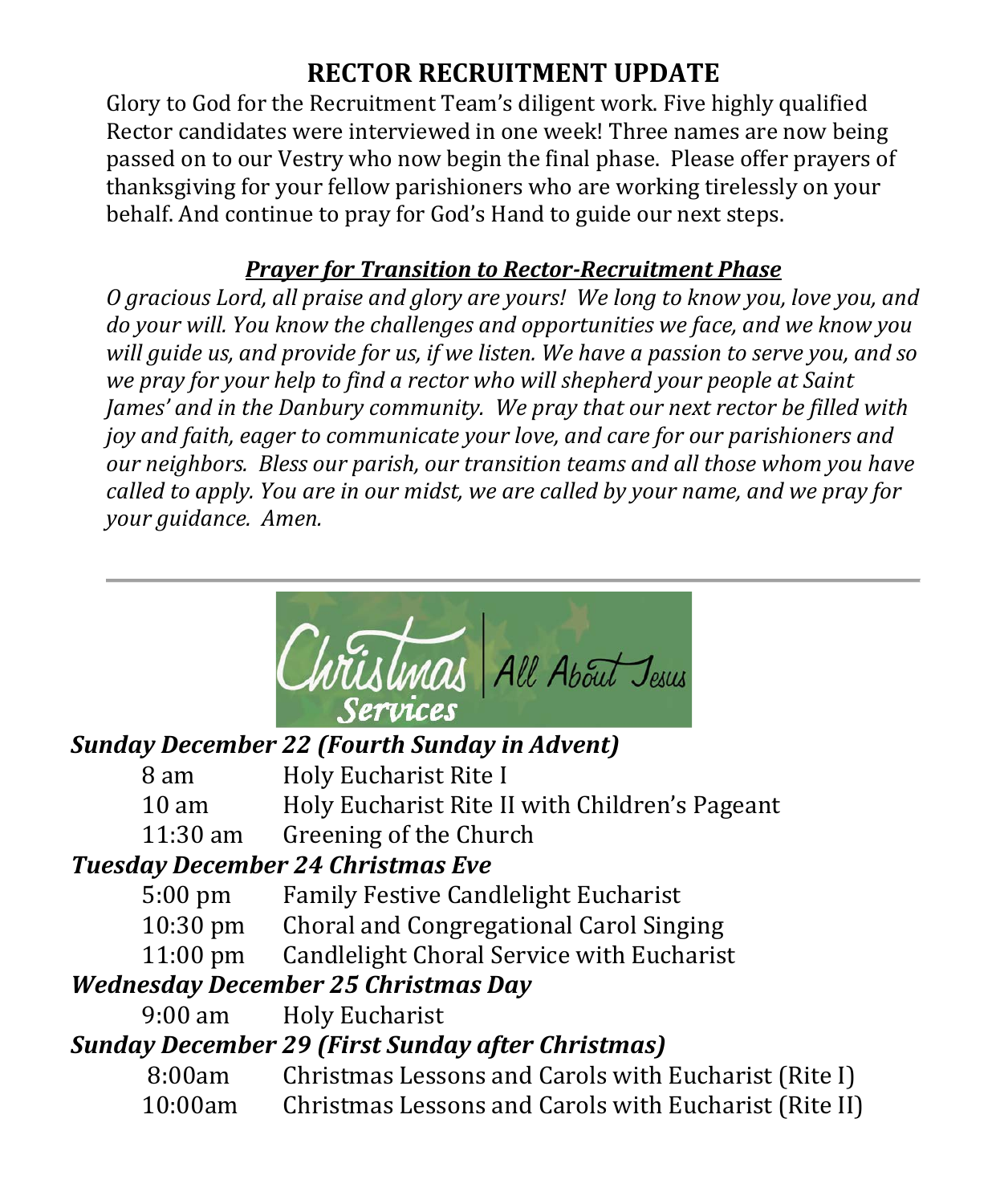## RECTOR RECRUITMENT UPDATE

Glory to God for the Recruitment Team's diligent work. Five highly qualified Rector candidates were interviewed in one week! Three names are now being passed on to our Vestry who now begin the final phase. Please offer prayers of thanksgiving for your fellow parishioners who are working tirelessly on your behalf. And continue to pray for God's Hand to guide our next steps.

***Prayer for Transition to Rector-Recruitment Phase***

*O gracious Lord, all praise and glory are yours! We long to know you, love you, and do your will. You know the challenges and opportunities we face, and we know you will guide us, and provide for us, if we listen. We have a passion to serve you, and so we pray for your help to find a rector who will shepherd your people at Saint James' and in the Danbury community. We pray that our next rector be filled with joy and faith, eager to communicate your love, and care for our parishioners and our neighbors. Bless our parish, our transition teams and all those whom you have called to apply. You are in our midst, we are called by your name, and we pray for your guidance. Amen.*

---

Christmas Services | All About Jesus

***Sunday December 22 (Fourth Sunday in Advent)***

| | |
|---|---|
| 8 am | Holy Eucharist Rite I |
| 10 am | Holy Eucharist Rite II with Children's Pageant |
| 11:30 am | Greening of the Church |

***Tuesday December 24 Christmas Eve***

| | |
|---|---|
| 5:00 pm | Family Festive Candlelight Eucharist |
| 10:30 pm | Choral and Congregational Carol Singing |
| 11:00 pm | Candlelight Choral Service with Eucharist |

***Wednesday December 25 Christmas Day***

| | |
|---|---|
| 9:00 am | Holy Eucharist |

***Sunday December 29 (First Sunday after Christmas)***

| | |
|---|---|
| 8:00am | Christmas Lessons and Carols with Eucharist (Rite I) |
| 10:00am | Christmas Lessons and Carols with Eucharist (Rite II) |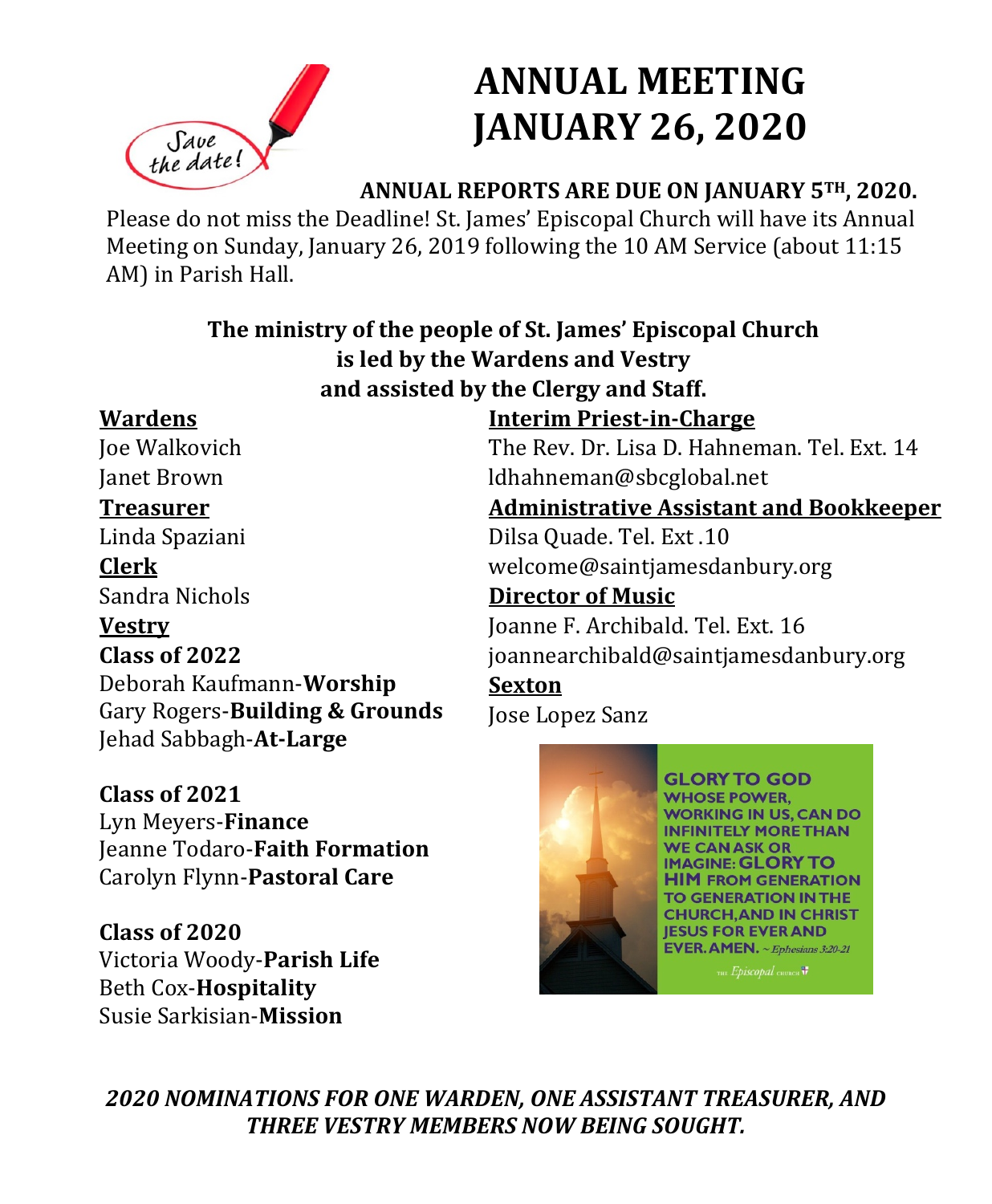# ANNUAL MEETING JANUARY 26, 2020

**ANNUAL REPORTS ARE DUE ON JANUARY 5TH, 2020.**

Please do not miss the Deadline! St. James' Episcopal Church will have its Annual Meeting on Sunday, January 26, 2019 following the 10 AM Service (about 11:15 AM) in Parish Hall.

**The ministry of the people of St. James' Episcopal Church is led by the Wardens and Vestry and assisted by the Clergy and Staff.**

**Wardens**
Joe Walkovich
Janet Brown

**Treasurer**
Linda Spaziani

**Clerk**
Sandra Nichols

**Vestry**

**Class of 2022**
Deborah Kaufmann-**Worship**
Gary Rogers-**Building & Grounds**
Jehad Sabbagh-**At-Large**

**Class of 2021**
Lyn Meyers-**Finance**
Jeanne Todaro-**Faith Formation**
Carolyn Flynn-**Pastoral Care**

**Class of 2020**
Victoria Woody-**Parish Life**
Beth Cox-**Hospitality**
Susie Sarkisian-**Mission**

**Interim Priest-in-Charge**
The Rev. Dr. Lisa D. Hahneman. Tel. Ext. 14
ldhahneman@sbcglobal.net

**Administrative Assistant and Bookkeeper**
Dilsa Quade. Tel. Ext .10
welcome@saintjamesdanbury.org

**Director of Music**
Joanne F. Archibald. Tel. Ext. 16
joannearchibald@saintjamesdanbury.org

**Sexton**
Jose Lopez Sanz

GLORY TO GOD WHOSE POWER, WORKING IN US, CAN DO INFINITELY MORE THAN WE CAN ASK OR IMAGINE: GLORY TO HIM FROM GENERATION TO GENERATION IN THE CHURCH, AND IN CHRIST JESUS FOR EVER AND EVER. AMEN. ~ *Ephesians 3:20-21*

***2020 NOMINATIONS FOR ONE WARDEN, ONE ASSISTANT TREASURER, AND THREE VESTRY MEMBERS NOW BEING SOUGHT.***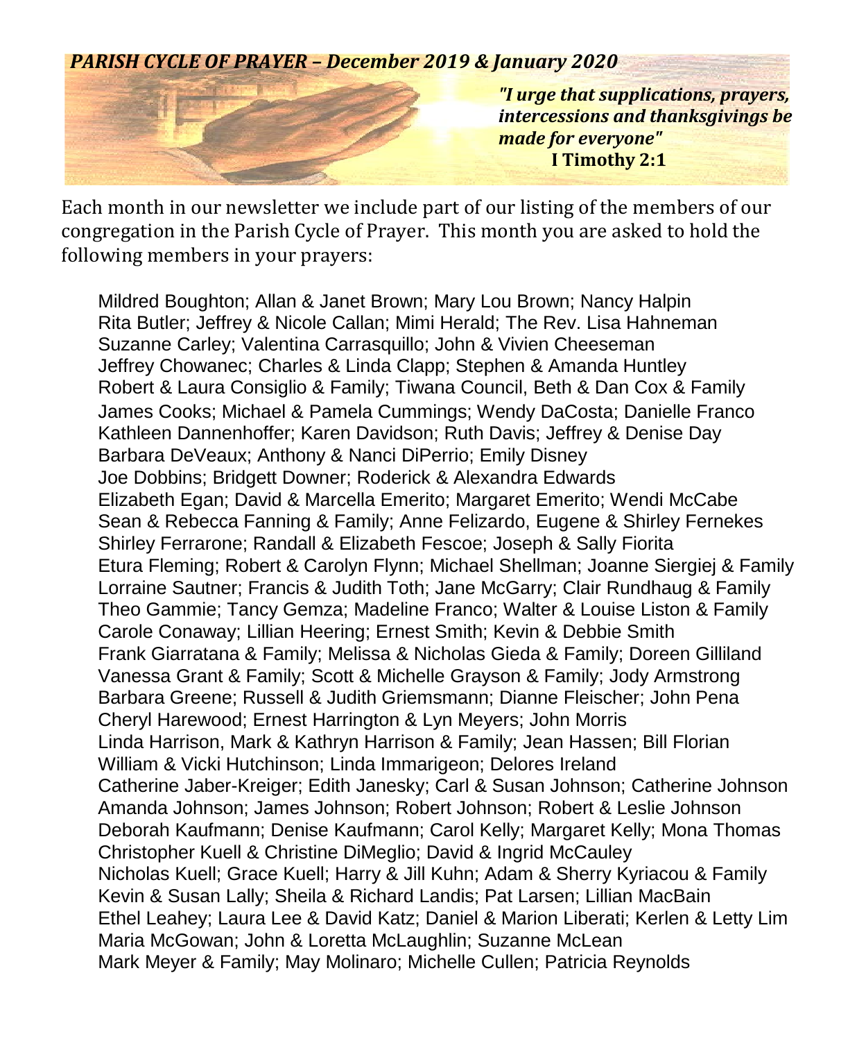***PARISH CYCLE OF PRAYER – December 2019 & January 2020***

***"I urge that supplications, prayers, intercessions and thanksgivings be made for everyone"***
**I Timothy 2:1**

Each month in our newsletter we include part of our listing of the members of our congregation in the Parish Cycle of Prayer. This month you are asked to hold the following members in your prayers:

Mildred Boughton; Allan & Janet Brown; Mary Lou Brown; Nancy Halpin
Rita Butler; Jeffrey & Nicole Callan; Mimi Herald; The Rev. Lisa Hahneman
Suzanne Carley; Valentina Carrasquillo; John & Vivien Cheeseman
Jeffrey Chowanec; Charles & Linda Clapp; Stephen & Amanda Huntley
Robert & Laura Consiglio & Family; Tiwana Council, Beth & Dan Cox & Family
James Cooks; Michael & Pamela Cummings; Wendy DaCosta; Danielle Franco
Kathleen Dannenhoffer; Karen Davidson; Ruth Davis; Jeffrey & Denise Day
Barbara DeVeaux; Anthony & Nanci DiPerrio; Emily Disney
Joe Dobbins; Bridgett Downer; Roderick & Alexandra Edwards
Elizabeth Egan; David & Marcella Emerito; Margaret Emerito; Wendi McCabe
Sean & Rebecca Fanning & Family; Anne Felizardo, Eugene & Shirley Fernekes
Shirley Ferrarone; Randall & Elizabeth Fescoe; Joseph & Sally Fiorita
Etura Fleming; Robert & Carolyn Flynn; Michael Shellman; Joanne Siergiej & Family
Lorraine Sautner; Francis & Judith Toth; Jane McGarry; Clair Rundhaug & Family
Theo Gammie; Tancy Gemza; Madeline Franco; Walter & Louise Liston & Family
Carole Conaway; Lillian Heering; Ernest Smith; Kevin & Debbie Smith
Frank Giarratana & Family; Melissa & Nicholas Gieda & Family; Doreen Gilliland
Vanessa Grant & Family; Scott & Michelle Grayson & Family; Jody Armstrong
Barbara Greene; Russell & Judith Griemsmann; Dianne Fleischer; John Pena
Cheryl Harewood; Ernest Harrington & Lyn Meyers; John Morris
Linda Harrison, Mark & Kathryn Harrison & Family; Jean Hassen; Bill Florian
William & Vicki Hutchinson; Linda Immarigeon; Delores Ireland
Catherine Jaber-Kreiger; Edith Janesky; Carl & Susan Johnson; Catherine Johnson
Amanda Johnson; James Johnson; Robert Johnson; Robert & Leslie Johnson
Deborah Kaufmann; Denise Kaufmann; Carol Kelly; Margaret Kelly; Mona Thomas
Christopher Kuell & Christine DiMeglio; David & Ingrid McCauley
Nicholas Kuell; Grace Kuell; Harry & Jill Kuhn; Adam & Sherry Kyriacou & Family
Kevin & Susan Lally; Sheila & Richard Landis; Pat Larsen; Lillian MacBain
Ethel Leahey; Laura Lee & David Katz; Daniel & Marion Liberati; Kerlen & Letty Lim
Maria McGowan; John & Loretta McLaughlin; Suzanne McLean
Mark Meyer & Family; May Molinaro; Michelle Cullen; Patricia Reynolds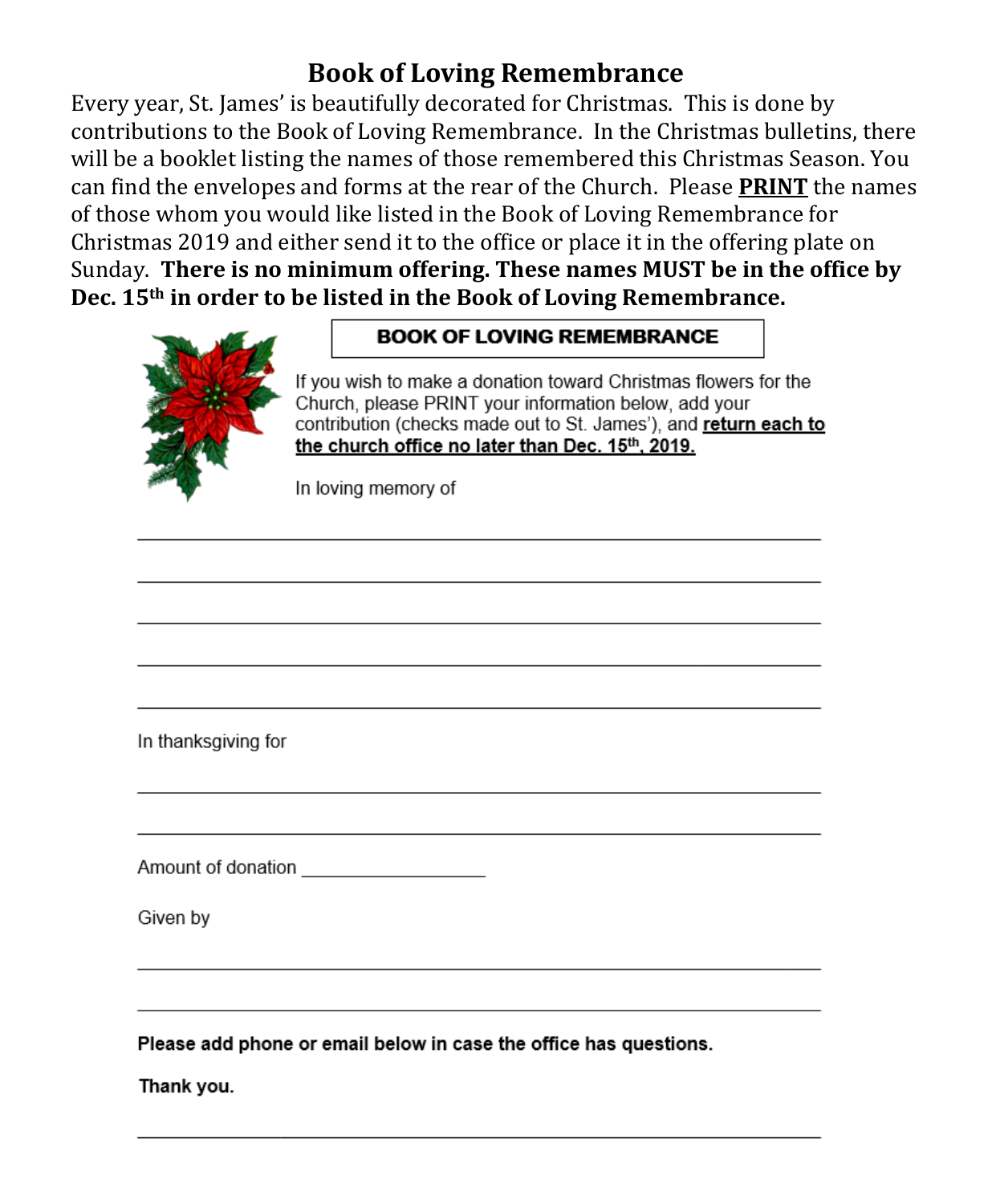# Book of Loving Remembrance

Every year, St. James' is beautifully decorated for Christmas. This is done by contributions to the Book of Loving Remembrance. In the Christmas bulletins, there will be a booklet listing the names of those remembered this Christmas Season. You can find the envelopes and forms at the rear of the Church. Please **PRINT** the names of those whom you would like listed in the Book of Loving Remembrance for Christmas 2019 and either send it to the office or place it in the offering plate on Sunday. **There is no minimum offering. These names MUST be in the office by Dec. 15th in order to be listed in the Book of Loving Remembrance.**

## BOOK OF LOVING REMEMBRANCE

If you wish to make a donation toward Christmas flowers for the Church, please PRINT your information below, add your contribution (checks made out to St. James'), and **return each to the church office no later than Dec. 15th, 2019.**

In loving memory of

\_\_\_\_\_\_\_\_\_\_\_\_\_\_\_\_\_\_\_\_\_\_\_\_\_\_\_\_\_\_\_\_\_\_\_\_\_\_\_\_\_\_\_\_\_\_\_\_\_\_\_\_\_\_

\_\_\_\_\_\_\_\_\_\_\_\_\_\_\_\_\_\_\_\_\_\_\_\_\_\_\_\_\_\_\_\_\_\_\_\_\_\_\_\_\_\_\_\_\_\_\_\_\_\_\_\_\_\_

\_\_\_\_\_\_\_\_\_\_\_\_\_\_\_\_\_\_\_\_\_\_\_\_\_\_\_\_\_\_\_\_\_\_\_\_\_\_\_\_\_\_\_\_\_\_\_\_\_\_\_\_\_\_

\_\_\_\_\_\_\_\_\_\_\_\_\_\_\_\_\_\_\_\_\_\_\_\_\_\_\_\_\_\_\_\_\_\_\_\_\_\_\_\_\_\_\_\_\_\_\_\_\_\_\_\_\_\_

\_\_\_\_\_\_\_\_\_\_\_\_\_\_\_\_\_\_\_\_\_\_\_\_\_\_\_\_\_\_\_\_\_\_\_\_\_\_\_\_\_\_\_\_\_\_\_\_\_\_\_\_\_\_

In thanksgiving for

\_\_\_\_\_\_\_\_\_\_\_\_\_\_\_\_\_\_\_\_\_\_\_\_\_\_\_\_\_\_\_\_\_\_\_\_\_\_\_\_\_\_\_\_\_\_\_\_\_\_\_\_\_\_

\_\_\_\_\_\_\_\_\_\_\_\_\_\_\_\_\_\_\_\_\_\_\_\_\_\_\_\_\_\_\_\_\_\_\_\_\_\_\_\_\_\_\_\_\_\_\_\_\_\_\_\_\_\_

Amount of donation \_\_\_\_\_\_\_\_\_\_\_\_\_\_\_\_\_\_

Given by

\_\_\_\_\_\_\_\_\_\_\_\_\_\_\_\_\_\_\_\_\_\_\_\_\_\_\_\_\_\_\_\_\_\_\_\_\_\_\_\_\_\_\_\_\_\_\_\_\_\_\_\_\_\_

\_\_\_\_\_\_\_\_\_\_\_\_\_\_\_\_\_\_\_\_\_\_\_\_\_\_\_\_\_\_\_\_\_\_\_\_\_\_\_\_\_\_\_\_\_\_\_\_\_\_\_\_\_\_

**Please add phone or email below in case the office has questions.**

**Thank you.**

\_\_\_\_\_\_\_\_\_\_\_\_\_\_\_\_\_\_\_\_\_\_\_\_\_\_\_\_\_\_\_\_\_\_\_\_\_\_\_\_\_\_\_\_\_\_\_\_\_\_\_\_\_\_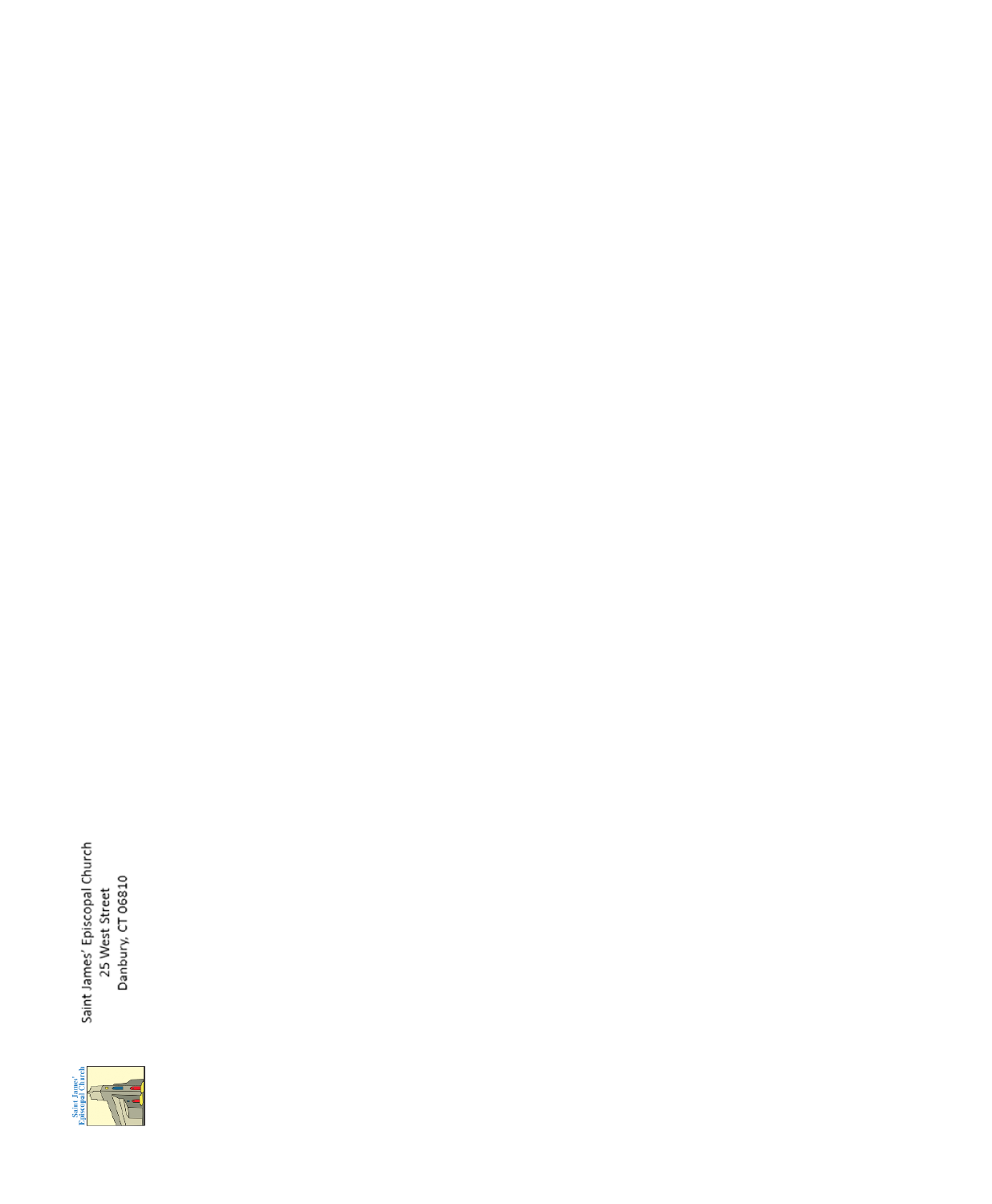Saint James' Episcopal Church
25 West Street
Danbury, CT 06810